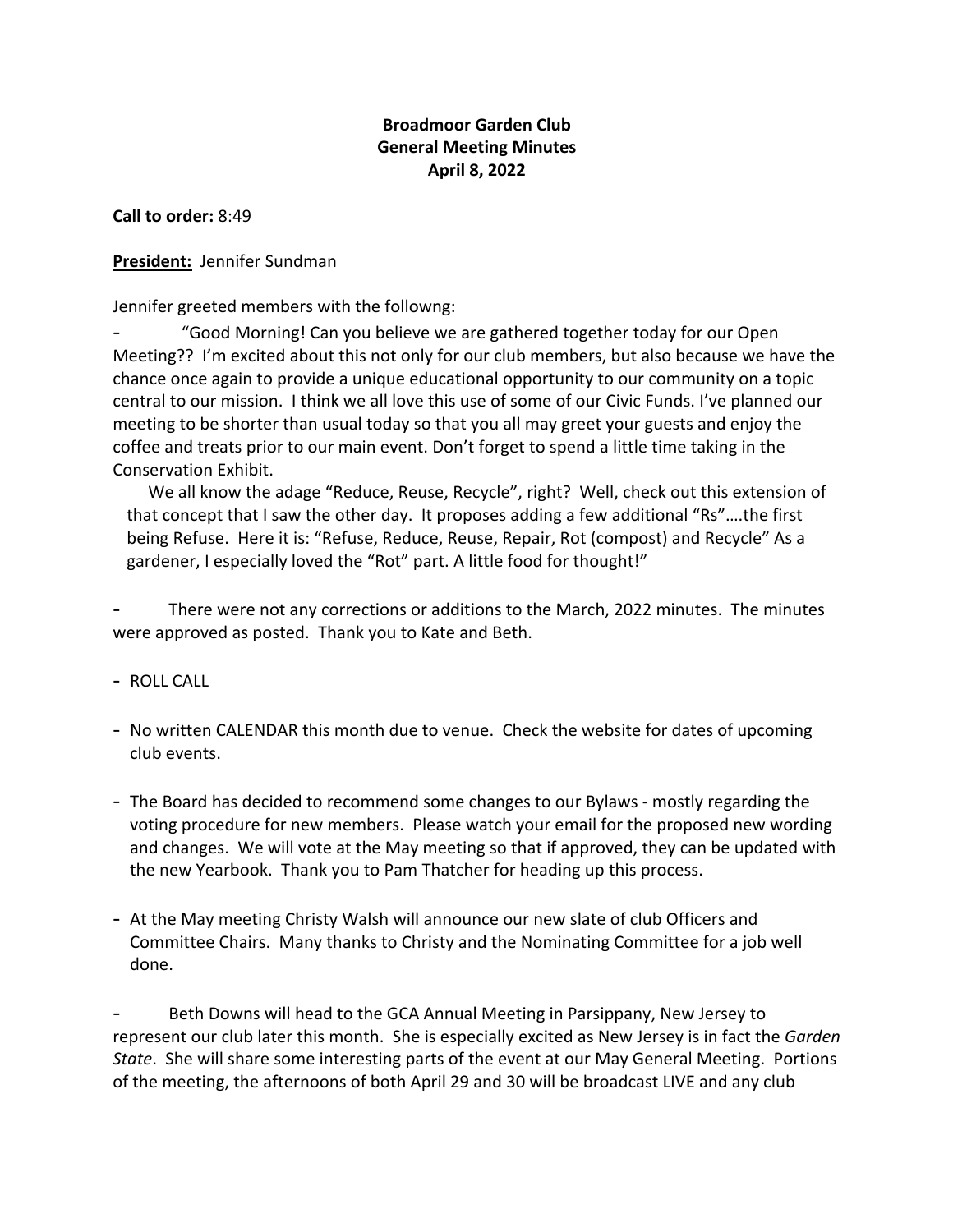**Broadmoor Garden Club**
**General Meeting Minutes**
**April 8, 2022**

**Call to order:** 8:49

**President:** Jennifer Sundman

Jennifer greeted members with the followng:

- "Good Morning! Can you believe we are gathered together today for our Open Meeting?? I'm excited about this not only for our club members, but also because we have the chance once again to provide a unique educational opportunity to our community on a topic central to our mission. I think we all love this use of some of our Civic Funds. I've planned our meeting to be shorter than usual today so that you all may greet your guests and enjoy the coffee and treats prior to our main event. Don't forget to spend a little time taking in the Conservation Exhibit.

  We all know the adage "Reduce, Reuse, Recycle", right? Well, check out this extension of that concept that I saw the other day. It proposes adding a few additional "Rs"….the first being Refuse. Here it is: "Refuse, Reduce, Reuse, Repair, Rot (compost) and Recycle" As a gardener, I especially loved the "Rot" part. A little food for thought!"

- There were not any corrections or additions to the March, 2022 minutes. The minutes were approved as posted. Thank you to Kate and Beth.

- ROLL CALL

- No written CALENDAR this month due to venue. Check the website for dates of upcoming club events.

- The Board has decided to recommend some changes to our Bylaws - mostly regarding the voting procedure for new members. Please watch your email for the proposed new wording and changes. We will vote at the May meeting so that if approved, they can be updated with the new Yearbook. Thank you to Pam Thatcher for heading up this process.

- At the May meeting Christy Walsh will announce our new slate of club Officers and Committee Chairs. Many thanks to Christy and the Nominating Committee for a job well done.

- Beth Downs will head to the GCA Annual Meeting in Parsippany, New Jersey to represent our club later this month. She is especially excited as New Jersey is in fact the *Garden State*. She will share some interesting parts of the event at our May General Meeting. Portions of the meeting, the afternoons of both April 29 and 30 will be broadcast LIVE and any club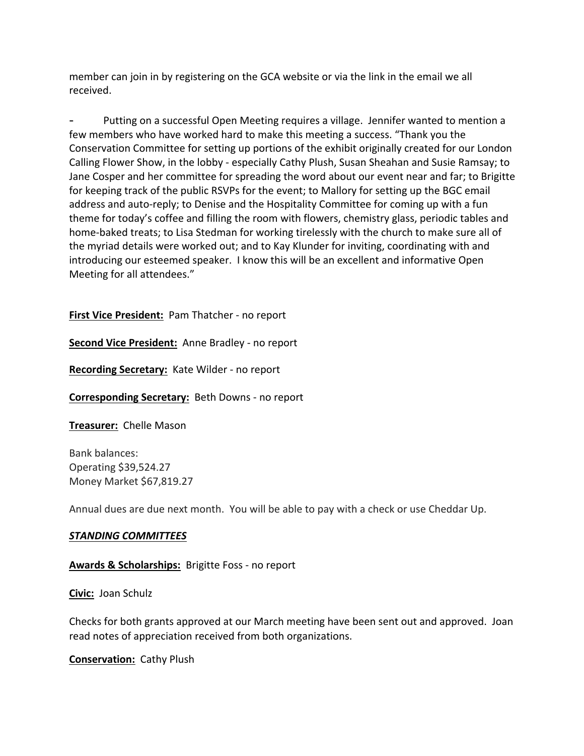member can join in by registering on the GCA website or via the link in the email we all received.

- Putting on a successful Open Meeting requires a village. Jennifer wanted to mention a few members who have worked hard to make this meeting a success. "Thank you the Conservation Committee for setting up portions of the exhibit originally created for our London Calling Flower Show, in the lobby - especially Cathy Plush, Susan Sheahan and Susie Ramsay; to Jane Cosper and her committee for spreading the word about our event near and far; to Brigitte for keeping track of the public RSVPs for the event; to Mallory for setting up the BGC email address and auto-reply; to Denise and the Hospitality Committee for coming up with a fun theme for today's coffee and filling the room with flowers, chemistry glass, periodic tables and home-baked treats; to Lisa Stedman for working tirelessly with the church to make sure all of the myriad details were worked out; and to Kay Klunder for inviting, coordinating with and introducing our esteemed speaker. I know this will be an excellent and informative Open Meeting for all attendees."

**First Vice President:** Pam Thatcher - no report

**Second Vice President:** Anne Bradley - no report

**Recording Secretary:** Kate Wilder - no report

**Corresponding Secretary:** Beth Downs - no report

**Treasurer:** Chelle Mason

Bank balances:
Operating $39,524.27
Money Market $67,819.27

Annual dues are due next month. You will be able to pay with a check or use Cheddar Up.

***STANDING COMMITTEES***

**Awards & Scholarships:** Brigitte Foss - no report

**Civic:** Joan Schulz

Checks for both grants approved at our March meeting have been sent out and approved. Joan read notes of appreciation received from both organizations.

**Conservation:** Cathy Plush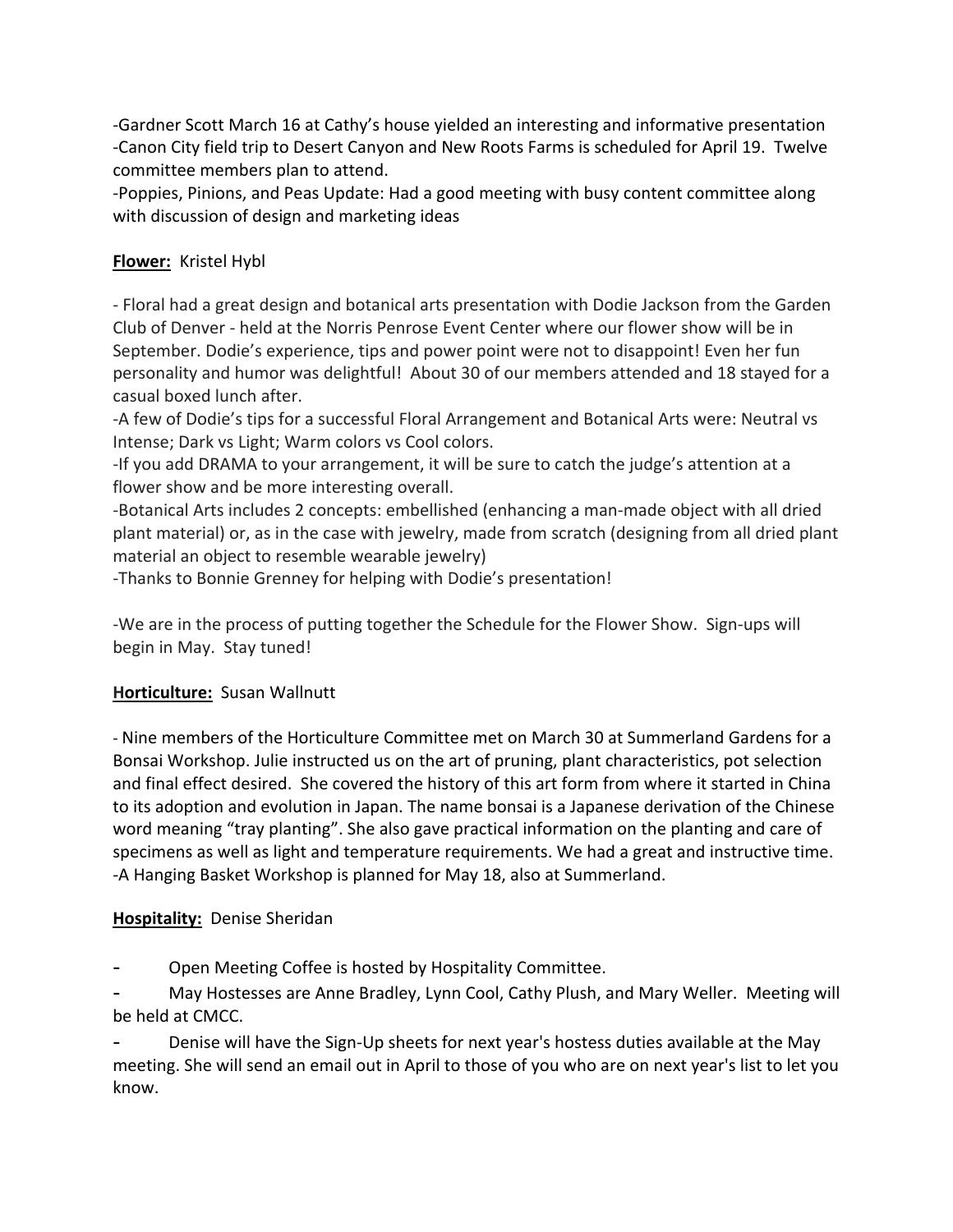-Gardner Scott March 16 at Cathy's house yielded an interesting and informative presentation
-Canon City field trip to Desert Canyon and New Roots Farms is scheduled for April 19. Twelve committee members plan to attend.
-Poppies, Pinions, and Peas Update: Had a good meeting with busy content committee along with discussion of design and marketing ideas

**Flower:** Kristel Hybl

- Floral had a great design and botanical arts presentation with Dodie Jackson from the Garden Club of Denver - held at the Norris Penrose Event Center where our flower show will be in September. Dodie's experience, tips and power point were not to disappoint! Even her fun personality and humor was delightful! About 30 of our members attended and 18 stayed for a casual boxed lunch after.
-A few of Dodie's tips for a successful Floral Arrangement and Botanical Arts were: Neutral vs Intense; Dark vs Light; Warm colors vs Cool colors.
-If you add DRAMA to your arrangement, it will be sure to catch the judge's attention at a flower show and be more interesting overall.
-Botanical Arts includes 2 concepts: embellished (enhancing a man-made object with all dried plant material) or, as in the case with jewelry, made from scratch (designing from all dried plant material an object to resemble wearable jewelry)
-Thanks to Bonnie Grenney for helping with Dodie's presentation!

-We are in the process of putting together the Schedule for the Flower Show. Sign-ups will begin in May. Stay tuned!

**Horticulture:** Susan Wallnutt

- Nine members of the Horticulture Committee met on March 30 at Summerland Gardens for a Bonsai Workshop. Julie instructed us on the art of pruning, plant characteristics, pot selection and final effect desired. She covered the history of this art form from where it started in China to its adoption and evolution in Japan. The name bonsai is a Japanese derivation of the Chinese word meaning "tray planting". She also gave practical information on the planting and care of specimens as well as light and temperature requirements. We had a great and instructive time.
-A Hanging Basket Workshop is planned for May 18, also at Summerland.

**Hospitality:** Denise Sheridan

- Open Meeting Coffee is hosted by Hospitality Committee.
- May Hostesses are Anne Bradley, Lynn Cool, Cathy Plush, and Mary Weller. Meeting will be held at CMCC.
- Denise will have the Sign-Up sheets for next year's hostess duties available at the May meeting. She will send an email out in April to those of you who are on next year's list to let you know.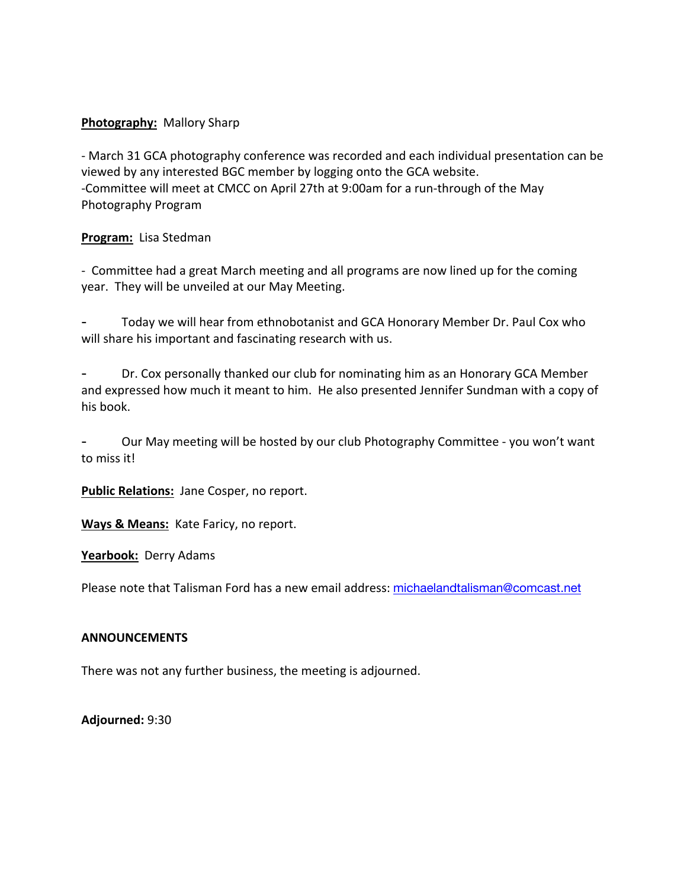**<u>Photography:</u>** Mallory Sharp

- March 31 GCA photography conference was recorded and each individual presentation can be viewed by any interested BGC member by logging onto the GCA website.
- Committee will meet at CMCC on April 27th at 9:00am for a run-through of the May Photography Program

**<u>Program:</u>** Lisa Stedman

- Committee had a great March meeting and all programs are now lined up for the coming year. They will be unveiled at our May Meeting.

- Today we will hear from ethnobotanist and GCA Honorary Member Dr. Paul Cox who will share his important and fascinating research with us.

- Dr. Cox personally thanked our club for nominating him as an Honorary GCA Member and expressed how much it meant to him. He also presented Jennifer Sundman with a copy of his book.

- Our May meeting will be hosted by our club Photography Committee - you won't want to miss it!

**<u>Public Relations:</u>** Jane Cosper, no report.

**<u>Ways & Means:</u>** Kate Faricy, no report.

**<u>Yearbook:</u>** Derry Adams

Please note that Talisman Ford has a new email address: michaelandtalisman@comcast.net

**ANNOUNCEMENTS**

There was not any further business, the meeting is adjourned.

**Adjourned:** 9:30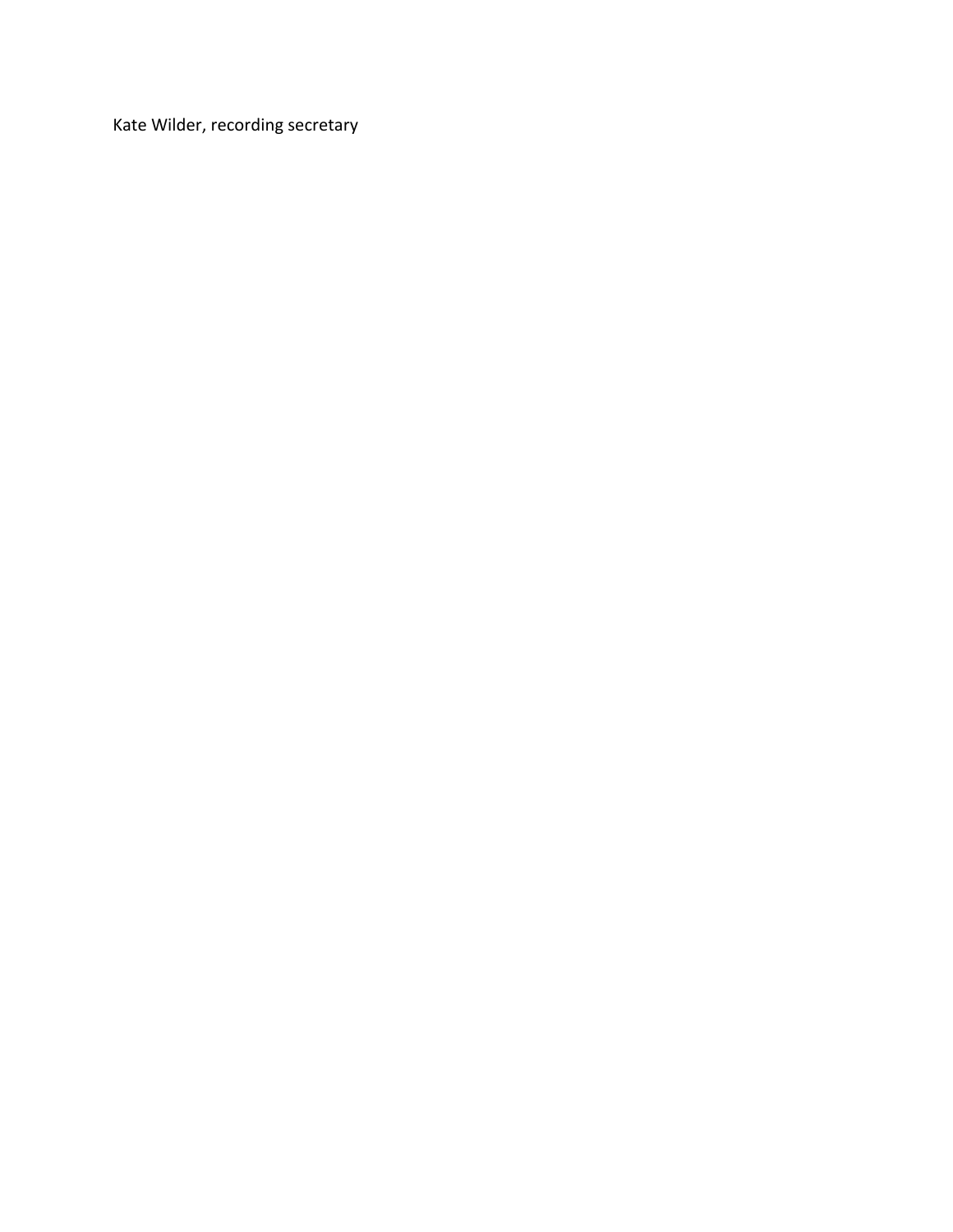Kate Wilder, recording secretary